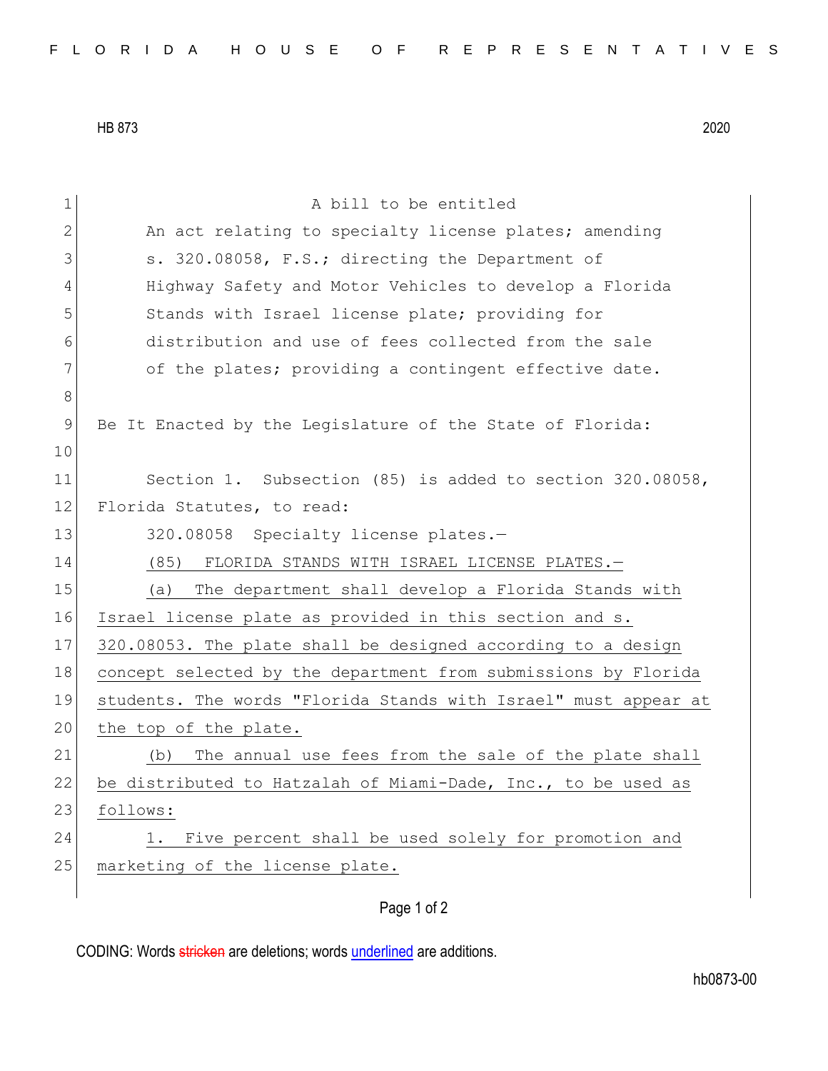HB 873 2020

A bill to be entitled

An act relating to specialty license plates; amending s. 320.08058, F.S.; directing the Department of Highway Safety and Motor Vehicles to develop a Florida Stands with Israel license plate; providing for distribution and use of fees collected from the sale of the plates; providing a contingent effective date.

Be It Enacted by the Legislature of the State of Florida:

Section 1. Subsection (85) is added to section 320.08058, Florida Statutes, to read:

320.08058 Specialty license plates.—

(85) FLORIDA STANDS WITH ISRAEL LICENSE PLATES.—

(a) The department shall develop a Florida Stands with Israel license plate as provided in this section and s. 320.08053. The plate shall be designed according to a design concept selected by the department from submissions by Florida students. The words "Florida Stands with Israel" must appear at the top of the plate.

(b) The annual use fees from the sale of the plate shall be distributed to Hatzalah of Miami-Dade, Inc., to be used as follows:

1. Five percent shall be used solely for promotion and marketing of the license plate.

CODING: Words stricken are deletions; words underlined are additions.

hb0873-00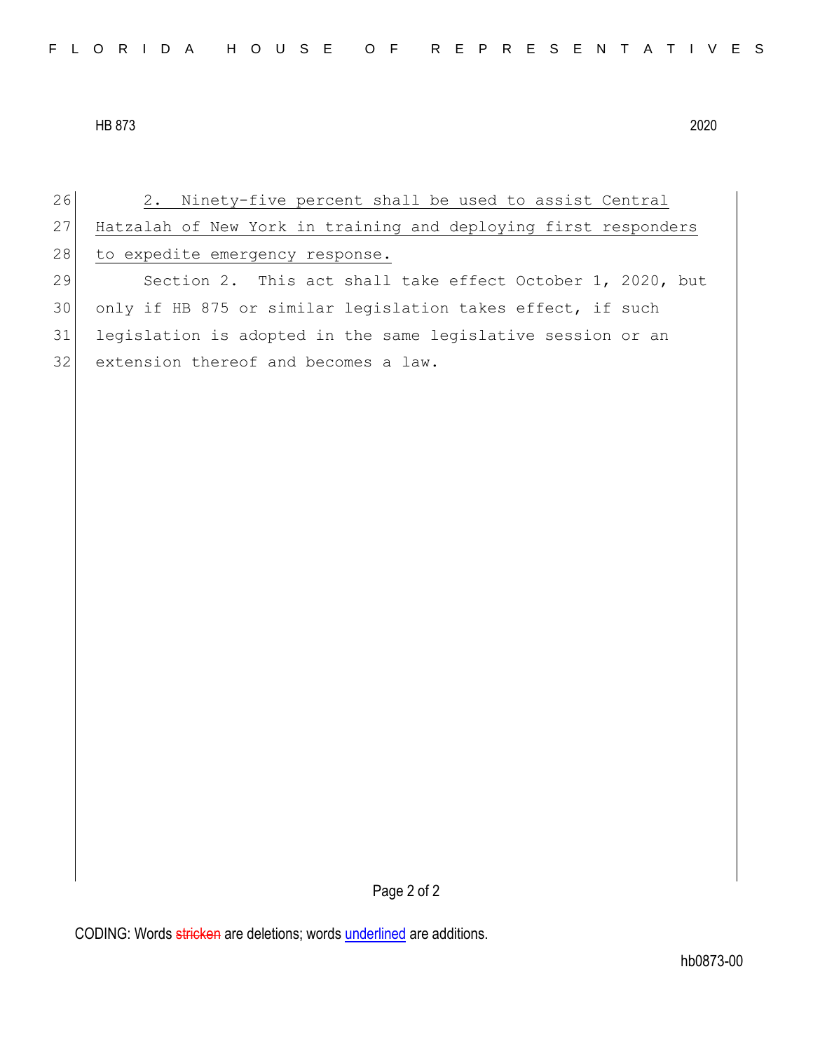26 2. Ninety-five percent shall be used to assist Central
27 Hatzalah of New York in training and deploying first responders
28 to expedite emergency response.
29 Section 2. This act shall take effect October 1, 2020, but
30 only if HB 875 or similar legislation takes effect, if such
31 legislation is adopted in the same legislative session or an
32 extension thereof and becomes a law.

CODING: Words stricken are deletions; words underlined are additions.